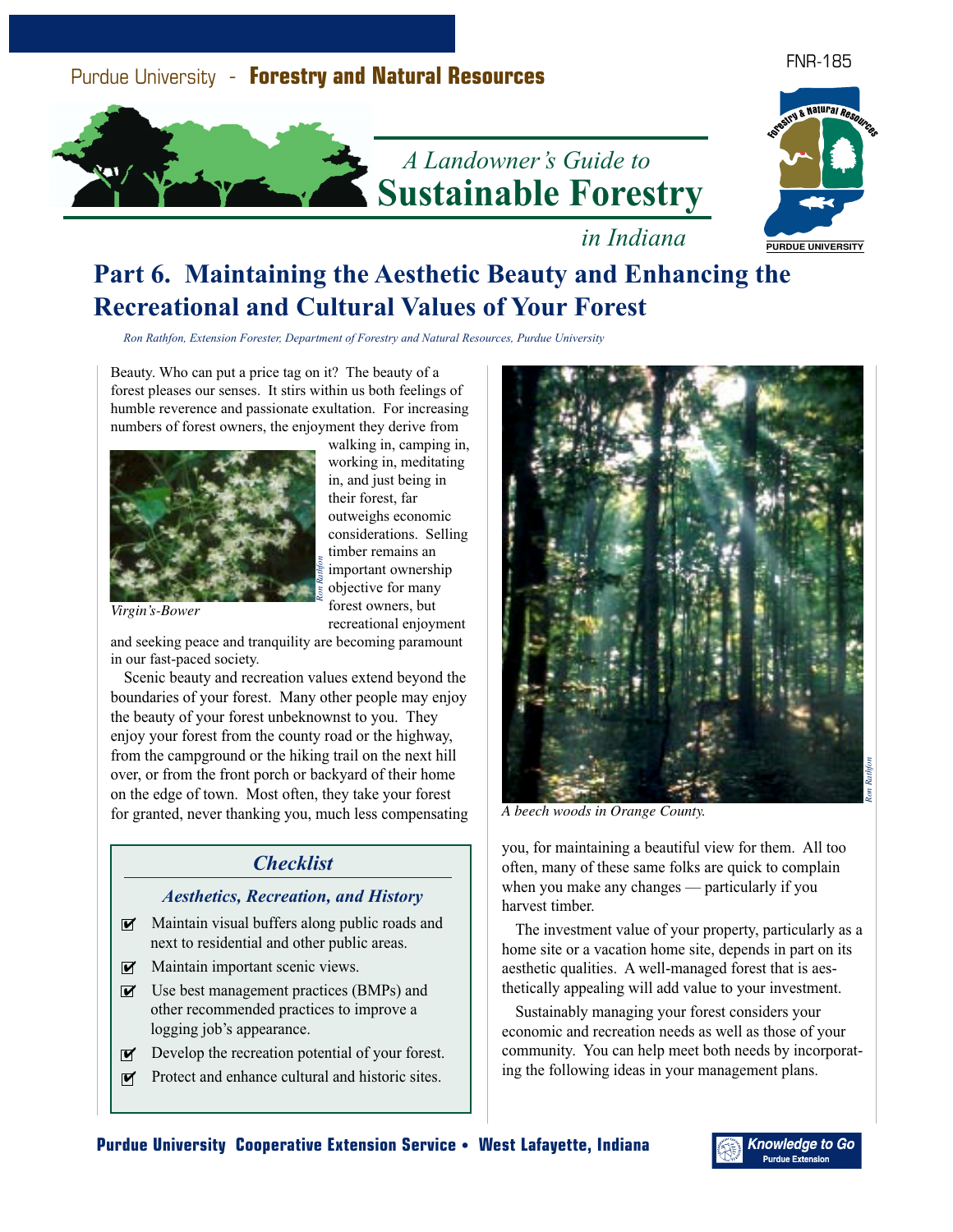Purdue University - **Forestry and Natural Resources**

FNR-185

*A Landowner's Guide to*
**Sustainable Forestry**
*in Indiana*

# Part 6. Maintaining the Aesthetic Beauty and Enhancing the Recreational and Cultural Values of Your Forest

*Ron Rathfon, Extension Forester, Department of Forestry and Natural Resources, Purdue University*

Beauty. Who can put a price tag on it? The beauty of a forest pleases our senses. It stirs within us both feelings of humble reverence and passionate exultation. For increasing numbers of forest owners, the enjoyment they derive from walking in, camping in, working in, meditating in, and just being in their forest, far outweighs economic considerations. Selling timber remains an important ownership objective for many forest owners, but recreational enjoyment and seeking peace and tranquility are becoming paramount in our fast-paced society.

*Virgin's-Bower*

Scenic beauty and recreation values extend beyond the boundaries of your forest. Many other people may enjoy the beauty of your forest unbeknownst to you. They enjoy your forest from the county road or the highway, from the campground or the hiking trail on the next hill over, or from the front porch or backyard of their home on the edge of town. Most often, they take your forest for granted, never thanking you, much less compensating you, for maintaining a beautiful view for them. All too often, many of these same folks are quick to complain when you make any changes — particularly if you harvest timber.

*A beech woods in Orange County.*

The investment value of your property, particularly as a home site or a vacation home site, depends in part on its aesthetic qualities. A well-managed forest that is aesthetically appealing will add value to your investment.

Sustainably managing your forest considers your economic and recreation needs as well as those of your community. You can help meet both needs by incorporating the following ideas in your management plans.

### *Checklist*

#### *Aesthetics, Recreation, and History*

- ☑ Maintain visual buffers along public roads and next to residential and other public areas.
- ☑ Maintain important scenic views.
- ☑ Use best management practices (BMPs) and other recommended practices to improve a logging job's appearance.
- ☑ Develop the recreation potential of your forest.
- ☑ Protect and enhance cultural and historic sites.

**Purdue University Cooperative Extension Service • West Lafayette, Indiana**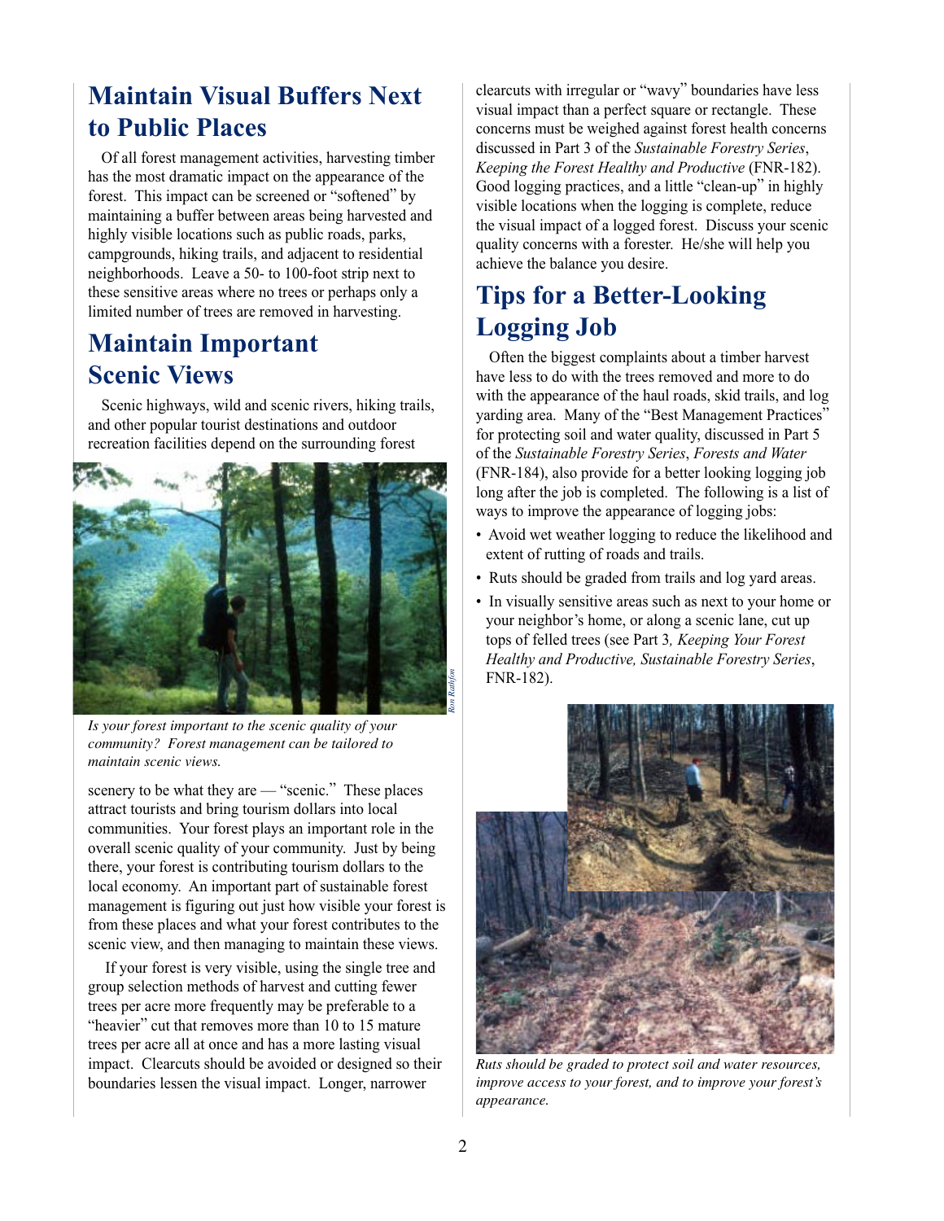## Maintain Visual Buffers Next to Public Places

Of all forest management activities, harvesting timber has the most dramatic impact on the appearance of the forest. This impact can be screened or "softened" by maintaining a buffer between areas being harvested and highly visible locations such as public roads, parks, campgrounds, hiking trails, and adjacent to residential neighborhoods. Leave a 50- to 100-foot strip next to these sensitive areas where no trees or perhaps only a limited number of trees are removed in harvesting.

## Maintain Important Scenic Views

Scenic highways, wild and scenic rivers, hiking trails, and other popular tourist destinations and outdoor recreation facilities depend on the surrounding forest scenery to be what they are — "scenic." These places attract tourists and bring tourism dollars into local communities. Your forest plays an important role in the overall scenic quality of your community. Just by being there, your forest is contributing tourism dollars to the local economy. An important part of sustainable forest management is figuring out just how visible your forest is from these places and what your forest contributes to the scenic view, and then managing to maintain these views.

*Is your forest important to the scenic quality of your community? Forest management can be tailored to maintain scenic views.*

If your forest is very visible, using the single tree and group selection methods of harvest and cutting fewer trees per acre more frequently may be preferable to a "heavier" cut that removes more than 10 to 15 mature trees per acre all at once and has a more lasting visual impact. Clearcuts should be avoided or designed so their boundaries lessen the visual impact. Longer, narrower clearcuts with irregular or "wavy" boundaries have less visual impact than a perfect square or rectangle. These concerns must be weighed against forest health concerns discussed in Part 3 of the *Sustainable Forestry Series*, *Keeping the Forest Healthy and Productive* (FNR-182). Good logging practices, and a little "clean-up" in highly visible locations when the logging is complete, reduce the visual impact of a logged forest. Discuss your scenic quality concerns with a forester. He/she will help you achieve the balance you desire.

## Tips for a Better-Looking Logging Job

Often the biggest complaints about a timber harvest have less to do with the trees removed and more to do with the appearance of the haul roads, skid trails, and log yarding area. Many of the "Best Management Practices" for protecting soil and water quality, discussed in Part 5 of the *Sustainable Forestry Series*, *Forests and Water* (FNR-184), also provide for a better looking logging job long after the job is completed. The following is a list of ways to improve the appearance of logging jobs:

- Avoid wet weather logging to reduce the likelihood and extent of rutting of roads and trails.
- Ruts should be graded from trails and log yard areas.
- In visually sensitive areas such as next to your home or your neighbor's home, or along a scenic lane, cut up tops of felled trees (see Part 3, *Keeping Your Forest Healthy and Productive, Sustainable Forestry Series*, FNR-182).

*Ruts should be graded to protect soil and water resources, improve access to your forest, and to improve your forest's appearance.*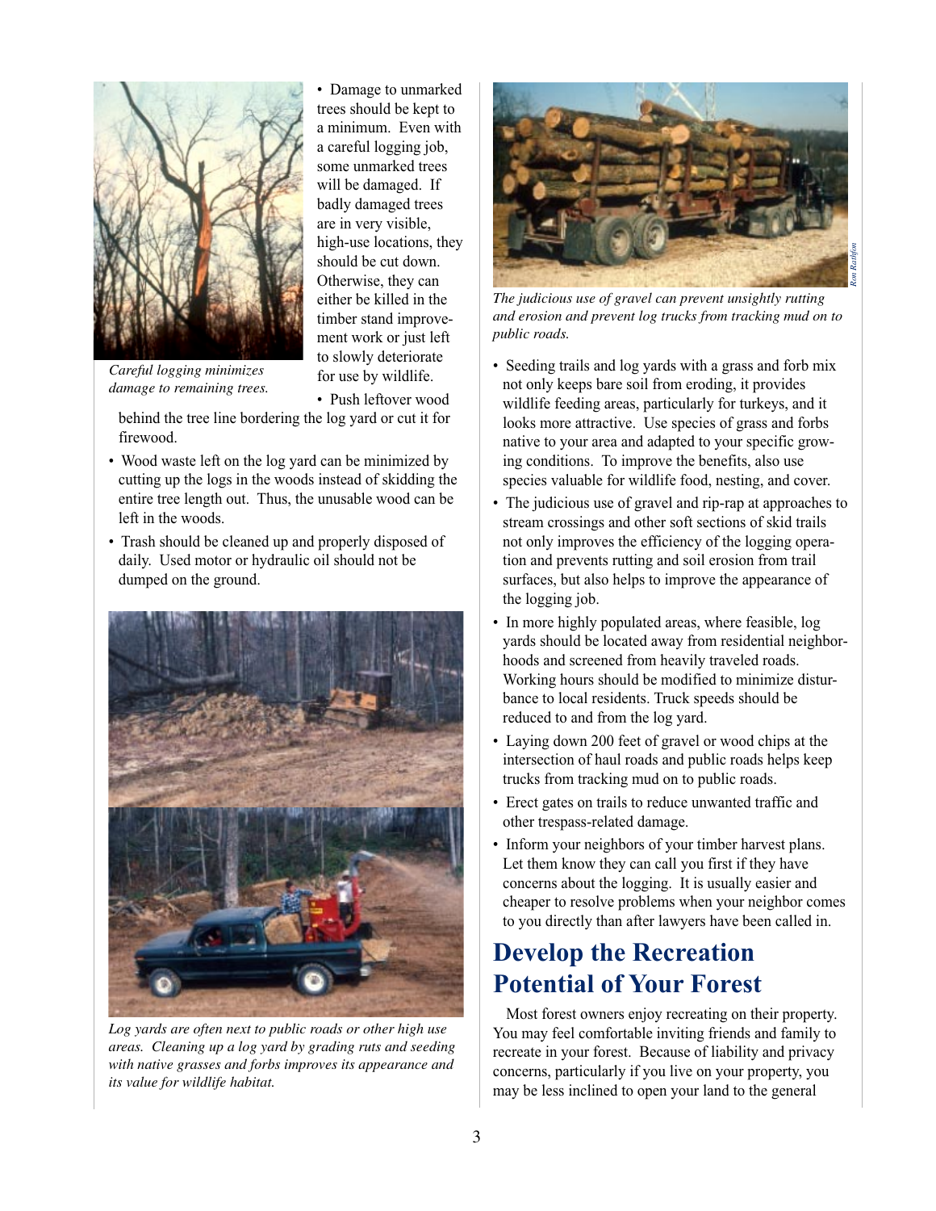Careful logging minimizes damage to remaining trees.

- Damage to unmarked trees should be kept to a minimum. Even with a careful logging job, some unmarked trees will be damaged. If badly damaged trees are in very visible, high-use locations, they should be cut down. Otherwise, they can either be killed in the timber stand improvement work or just left to slowly deteriorate for use by wildlife.
- Push leftover wood behind the tree line bordering the log yard or cut it for firewood.
- Wood waste left on the log yard can be minimized by cutting up the logs in the woods instead of skidding the entire tree length out. Thus, the unusable wood can be left in the woods.
- Trash should be cleaned up and properly disposed of daily. Used motor or hydraulic oil should not be dumped on the ground.

*Log yards are often next to public roads or other high use areas. Cleaning up a log yard by grading ruts and seeding with native grasses and forbs improves its appearance and its value for wildlife habitat.*

*The judicious use of gravel can prevent unsightly rutting and erosion and prevent log trucks from tracking mud on to public roads.*

Ron Rathfon

- Seeding trails and log yards with a grass and forb mix not only keeps bare soil from eroding, it provides wildlife feeding areas, particularly for turkeys, and it looks more attractive. Use species of grass and forbs native to your area and adapted to your specific growing conditions. To improve the benefits, also use species valuable for wildlife food, nesting, and cover.
- The judicious use of gravel and rip-rap at approaches to stream crossings and other soft sections of skid trails not only improves the efficiency of the logging operation and prevents rutting and soil erosion from trail surfaces, but also helps to improve the appearance of the logging job.
- In more highly populated areas, where feasible, log yards should be located away from residential neighborhoods and screened from heavily traveled roads. Working hours should be modified to minimize disturbance to local residents. Truck speeds should be reduced to and from the log yard.
- Laying down 200 feet of gravel or wood chips at the intersection of haul roads and public roads helps keep trucks from tracking mud on to public roads.
- Erect gates on trails to reduce unwanted traffic and other trespass-related damage.
- Inform your neighbors of your timber harvest plans. Let them know they can call you first if they have concerns about the logging. It is usually easier and cheaper to resolve problems when your neighbor comes to you directly than after lawyers have been called in.

## Develop the Recreation Potential of Your Forest

Most forest owners enjoy recreating on their property. You may feel comfortable inviting friends and family to recreate in your forest. Because of liability and privacy concerns, particularly if you live on your property, you may be less inclined to open your land to the general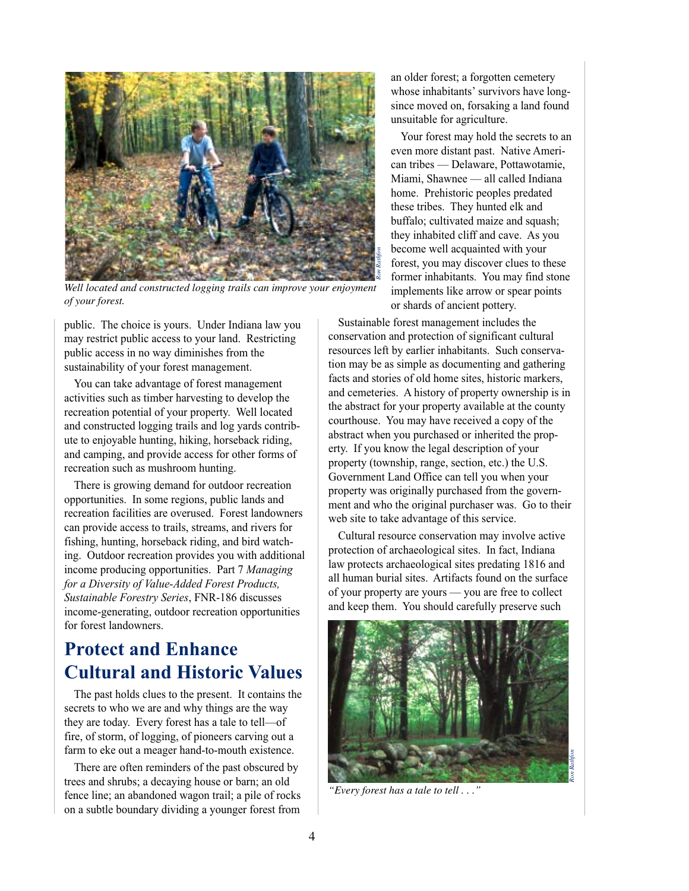Well located and constructed logging trails can improve your enjoyment of your forest.

public. The choice is yours. Under Indiana law you may restrict public access to your land. Restricting public access in no way diminishes from the sustainability of your forest management.

You can take advantage of forest management activities such as timber harvesting to develop the recreation potential of your property. Well located and constructed logging trails and log yards contribute to enjoyable hunting, hiking, horseback riding, and camping, and provide access for other forms of recreation such as mushroom hunting.

There is growing demand for outdoor recreation opportunities. In some regions, public lands and recreation facilities are overused. Forest landowners can provide access to trails, streams, and rivers for fishing, hunting, horseback riding, and bird watching. Outdoor recreation provides you with additional income producing opportunities. Part 7 *Managing for a Diversity of Value-Added Forest Products, Sustainable Forestry Series*, FNR-186 discusses income-generating, outdoor recreation opportunities for forest landowners.

## Protect and Enhance Cultural and Historic Values

The past holds clues to the present. It contains the secrets to who we are and why things are the way they are today. Every forest has a tale to tell—of fire, of storm, of logging, of pioneers carving out a farm to eke out a meager hand-to-mouth existence.

There are often reminders of the past obscured by trees and shrubs; a decaying house or barn; an old fence line; an abandoned wagon trail; a pile of rocks on a subtle boundary dividing a younger forest from an older forest; a forgotten cemetery whose inhabitants' survivors have long-since moved on, forsaking a land found unsuitable for agriculture.

Your forest may hold the secrets to an even more distant past. Native American tribes — Delaware, Pottawotamie, Miami, Shawnee — all called Indiana home. Prehistoric peoples predated these tribes. They hunted elk and buffalo; cultivated maize and squash; they inhabited cliff and cave. As you become well acquainted with your forest, you may discover clues to these former inhabitants. You may find stone implements like arrow or spear points or shards of ancient pottery.

Sustainable forest management includes the conservation and protection of significant cultural resources left by earlier inhabitants. Such conservation may be as simple as documenting and gathering facts and stories of old home sites, historic markers, and cemeteries. A history of property ownership is in the abstract for your property available at the county courthouse. You may have received a copy of the abstract when you purchased or inherited the property. If you know the legal description of your property (township, range, section, etc.) the U.S. Government Land Office can tell you when your property was originally purchased from the government and who the original purchaser was. Go to their web site to take advantage of this service.

Cultural resource conservation may involve active protection of archaeological sites. In fact, Indiana law protects archaeological sites predating 1816 and all human burial sites. Artifacts found on the surface of your property are yours — you are free to collect and keep them. You should carefully preserve such

"Every forest has a tale to tell . . ."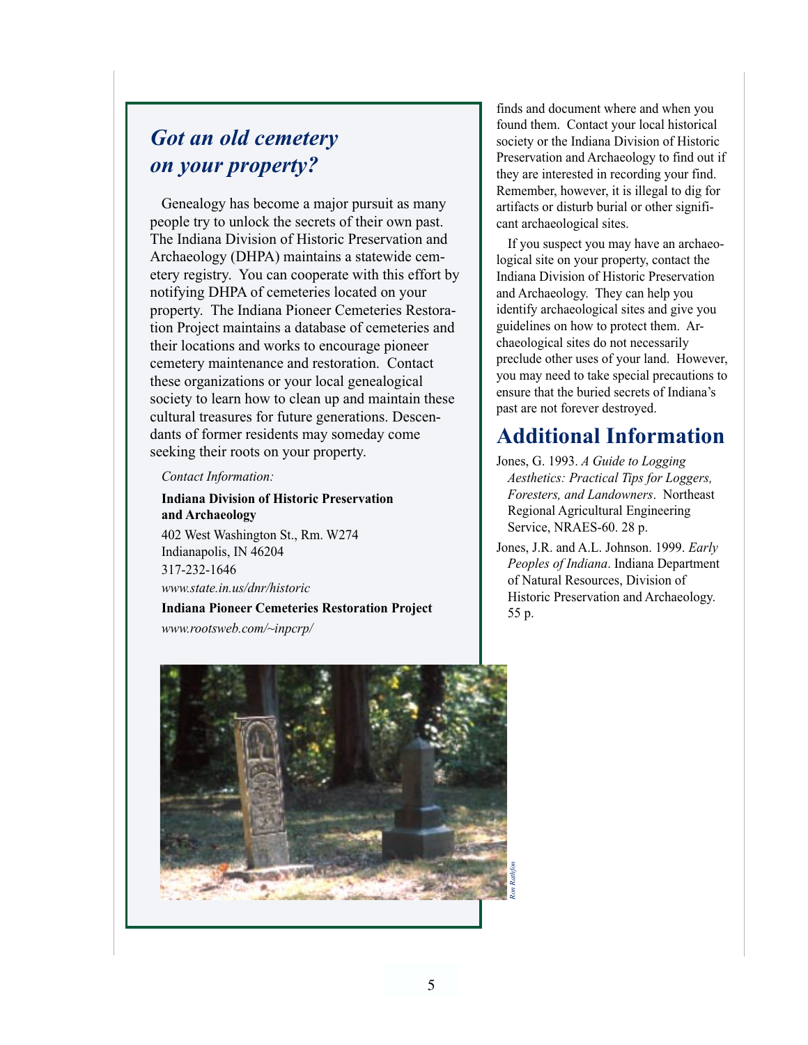## *Got an old cemetery on your property?*

Genealogy has become a major pursuit as many people try to unlock the secrets of their own past. The Indiana Division of Historic Preservation and Archaeology (DHPA) maintains a statewide cemetery registry. You can cooperate with this effort by notifying DHPA of cemeteries located on your property. The Indiana Pioneer Cemeteries Restoration Project maintains a database of cemeteries and their locations and works to encourage pioneer cemetery maintenance and restoration. Contact these organizations or your local genealogical society to learn how to clean up and maintain these cultural treasures for future generations. Descendants of former residents may someday come seeking their roots on your property.

*Contact Information:*

**Indiana Division of Historic Preservation and Archaeology**
402 West Washington St., Rm. W274
Indianapolis, IN 46204
317-232-1646
*www.state.in.us/dnr/historic*

**Indiana Pioneer Cemeteries Restoration Project**
*www.rootsweb.com/~inpcrp/*

*Ron Rathfon*

finds and document where and when you found them. Contact your local historical society or the Indiana Division of Historic Preservation and Archaeology to find out if they are interested in recording your find. Remember, however, it is illegal to dig for artifacts or disturb burial or other significant archaeological sites.

If you suspect you may have an archaeological site on your property, contact the Indiana Division of Historic Preservation and Archaeology. They can help you identify archaeological sites and give you guidelines on how to protect them. Archaeological sites do not necessarily preclude other uses of your land. However, you may need to take special precautions to ensure that the buried secrets of Indiana's past are not forever destroyed.

# Additional Information

Jones, G. 1993. *A Guide to Logging Aesthetics: Practical Tips for Loggers, Foresters, and Landowners*. Northeast Regional Agricultural Engineering Service, NRAES-60. 28 p.

Jones, J.R. and A.L. Johnson. 1999. *Early Peoples of Indiana*. Indiana Department of Natural Resources, Division of Historic Preservation and Archaeology. 55 p.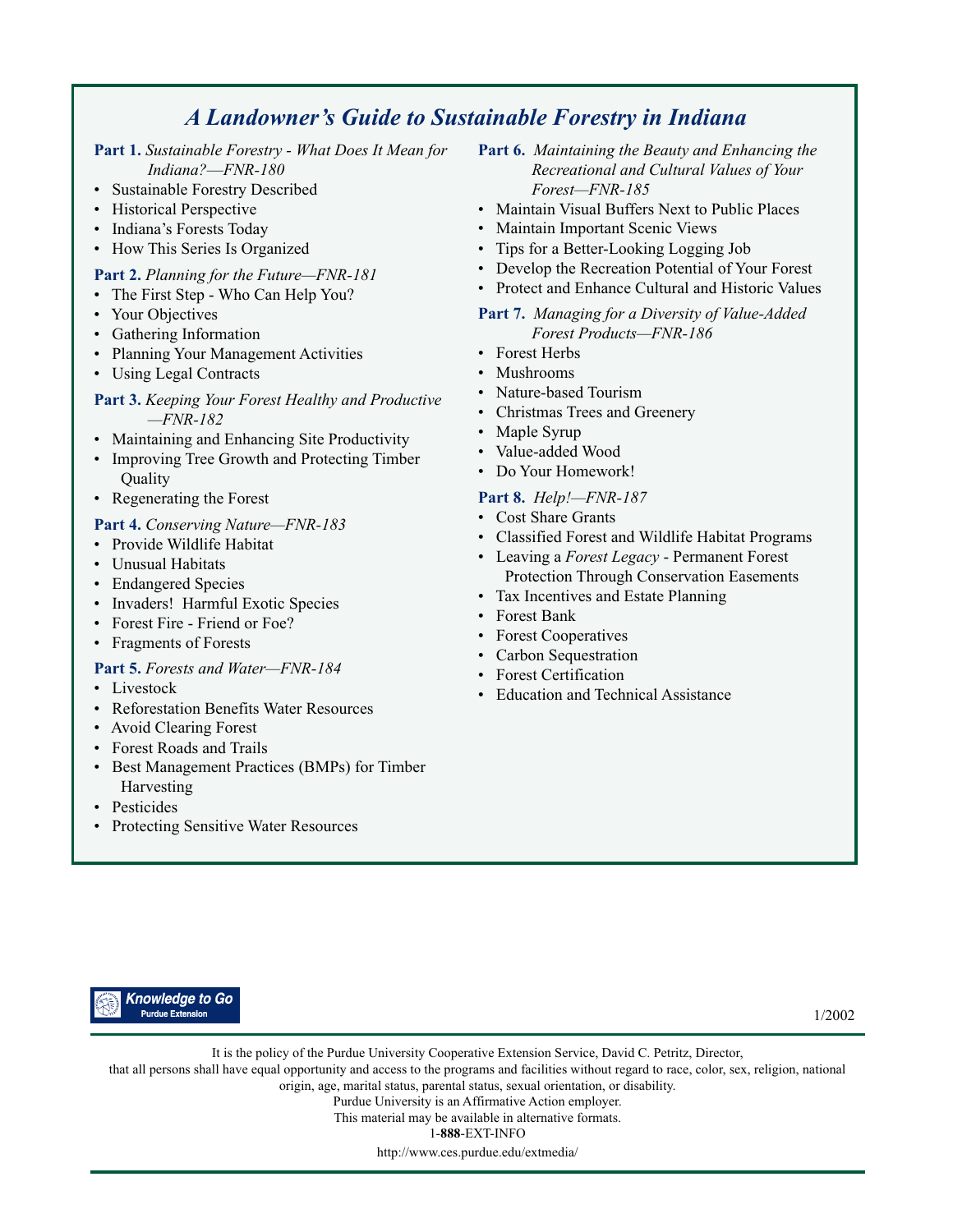# *A Landowner's Guide to Sustainable Forestry in Indiana*

**Part 1.** *Sustainable Forestry - What Does It Mean for Indiana?—FNR-180*

- Sustainable Forestry Described
- Historical Perspective
- Indiana's Forests Today
- How This Series Is Organized

**Part 2.** *Planning for the Future—FNR-181*

- The First Step - Who Can Help You?
- Your Objectives
- Gathering Information
- Planning Your Management Activities
- Using Legal Contracts

**Part 3.** *Keeping Your Forest Healthy and Productive —FNR-182*

- Maintaining and Enhancing Site Productivity
- Improving Tree Growth and Protecting Timber Quality
- Regenerating the Forest

**Part 4.** *Conserving Nature—FNR-183*

- Provide Wildlife Habitat
- Unusual Habitats
- Endangered Species
- Invaders! Harmful Exotic Species
- Forest Fire - Friend or Foe?
- Fragments of Forests

**Part 5.** *Forests and Water—FNR-184*

- Livestock
- Reforestation Benefits Water Resources
- Avoid Clearing Forest
- Forest Roads and Trails
- Best Management Practices (BMPs) for Timber Harvesting
- Pesticides
- Protecting Sensitive Water Resources

**Part 6.** *Maintaining the Beauty and Enhancing the Recreational and Cultural Values of Your Forest—FNR-185*

- Maintain Visual Buffers Next to Public Places
- Maintain Important Scenic Views
- Tips for a Better-Looking Logging Job
- Develop the Recreation Potential of Your Forest
- Protect and Enhance Cultural and Historic Values

**Part 7.** *Managing for a Diversity of Value-Added Forest Products—FNR-186*

- Forest Herbs
- Mushrooms
- Nature-based Tourism
- Christmas Trees and Greenery
- Maple Syrup
- Value-added Wood
- Do Your Homework!

**Part 8.** *Help!—FNR-187*

- Cost Share Grants
- Classified Forest and Wildlife Habitat Programs
- Leaving a *Forest Legacy* - Permanent Forest Protection Through Conservation Easements
- Tax Incentives and Estate Planning
- Forest Bank
- Forest Cooperatives
- Carbon Sequestration
- Forest Certification
- Education and Technical Assistance

Knowledge to Go
Purdue Extension

1/2002

It is the policy of the Purdue University Cooperative Extension Service, David C. Petritz, Director, that all persons shall have equal opportunity and access to the programs and facilities without regard to race, color, sex, religion, national origin, age, marital status, parental status, sexual orientation, or disability.
Purdue University is an Affirmative Action employer.
This material may be available in alternative formats.
1-**888**-EXT-INFO
http://www.ces.purdue.edu/extmedia/